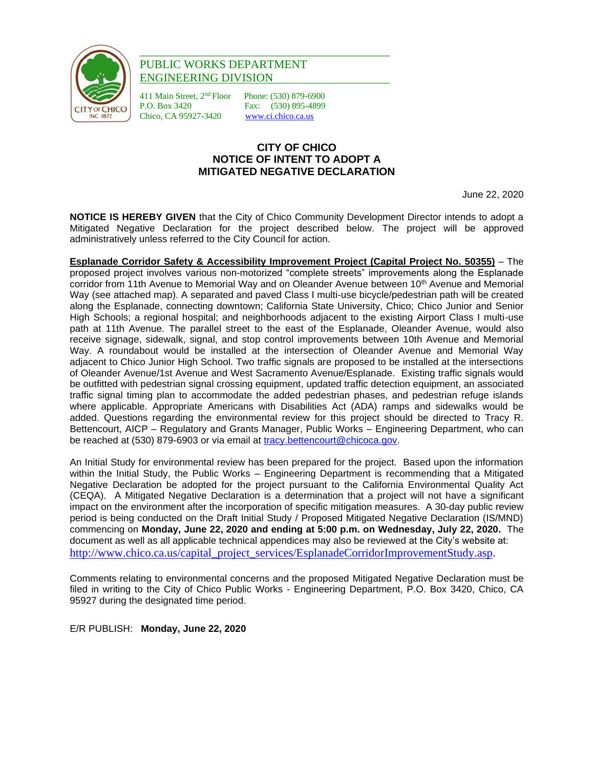PUBLIC WORKS DEPARTMENT
ENGINEERING DIVISION

411 Main Street, 2nd Floor
P.O. Box 3420
Chico, CA 95927-3420

Phone: (530) 879-6900
Fax: (530) 895-4899
www.ci.chico.ca.us

# CITY OF CHICO
# NOTICE OF INTENT TO ADOPT A MITIGATED NEGATIVE DECLARATION

June 22, 2020

**NOTICE IS HEREBY GIVEN** that the City of Chico Community Development Director intends to adopt a Mitigated Negative Declaration for the project described below. The project will be approved administratively unless referred to the City Council for action.

**Esplanade Corridor Safety & Accessibility Improvement Project (Capital Project No. 50355)** – The proposed project involves various non-motorized "complete streets" improvements along the Esplanade corridor from 11th Avenue to Memorial Way and on Oleander Avenue between 10th Avenue and Memorial Way (see attached map). A separated and paved Class I multi-use bicycle/pedestrian path will be created along the Esplanade, connecting downtown; California State University, Chico; Chico Junior and Senior High Schools; a regional hospital; and neighborhoods adjacent to the existing Airport Class I multi-use path at 11th Avenue. The parallel street to the east of the Esplanade, Oleander Avenue, would also receive signage, sidewalk, signal, and stop control improvements between 10th Avenue and Memorial Way. A roundabout would be installed at the intersection of Oleander Avenue and Memorial Way adjacent to Chico Junior High School. Two traffic signals are proposed to be installed at the intersections of Oleander Avenue/1st Avenue and West Sacramento Avenue/Esplanade. Existing traffic signals would be outfitted with pedestrian signal crossing equipment, updated traffic detection equipment, an associated traffic signal timing plan to accommodate the added pedestrian phases, and pedestrian refuge islands where applicable. Appropriate Americans with Disabilities Act (ADA) ramps and sidewalks would be added. Questions regarding the environmental review for this project should be directed to Tracy R. Bettencourt, AICP – Regulatory and Grants Manager, Public Works – Engineering Department, who can be reached at (530) 879-6903 or via email at tracy.bettencourt@chicoca.gov.

An Initial Study for environmental review has been prepared for the project. Based upon the information within the Initial Study, the Public Works – Engineering Department is recommending that a Mitigated Negative Declaration be adopted for the project pursuant to the California Environmental Quality Act (CEQA). A Mitigated Negative Declaration is a determination that a project will not have a significant impact on the environment after the incorporation of specific mitigation measures. A 30-day public review period is being conducted on the Draft Initial Study / Proposed Mitigated Negative Declaration (IS/MND) commencing on **Monday, June 22, 2020 and ending at 5:00 p.m. on Wednesday, July 22, 2020.** The document as well as all applicable technical appendices may also be reviewed at the City's website at: http://www.chico.ca.us/capital_project_services/EsplanadeCorridorImprovementStudy.asp.

Comments relating to environmental concerns and the proposed Mitigated Negative Declaration must be filed in writing to the City of Chico Public Works - Engineering Department, P.O. Box 3420, Chico, CA 95927 during the designated time period.

E/R PUBLISH: **Monday, June 22, 2020**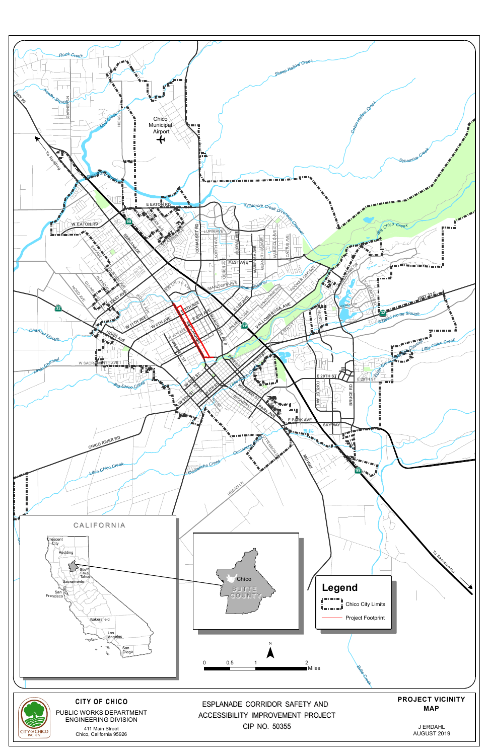# PROJECT VICINITY MAP

**CITY OF CHICO**
PUBLIC WORKS DEPARTMENT
ENGINEERING DIVISION

411 Main Street
Chico, California 95926

ESPLANADE CORRIDOR SAFETY AND ACCESSIBILITY IMPROVEMENT PROJECT
CIP NO. 50355

J ERDAHL
AUGUST 2019

**Legend**
- Chico City Limits
- Project Footprint

0 0.5 1 2 Miles